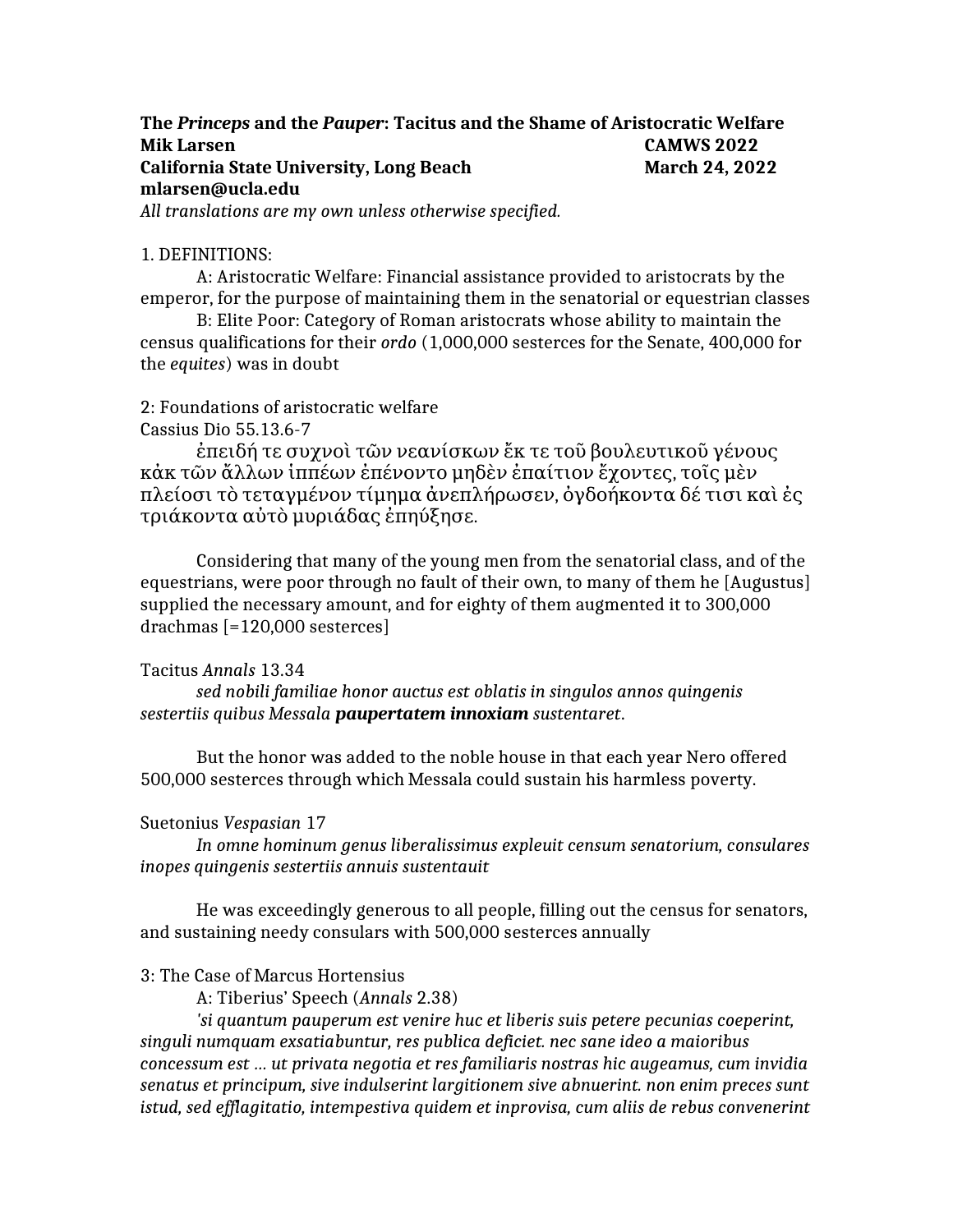**The *Princeps* and the *Pauper*: Tacitus and the Shame of Aristocratic Welfare**
**Mik Larsen** **CAMWS 2022**
**California State University, Long Beach** **March 24, 2022**
**mlarsen@ucla.edu**
*All translations are my own unless otherwise specified.*

1. DEFINITIONS:

A: Aristocratic Welfare: Financial assistance provided to aristocrats by the emperor, for the purpose of maintaining them in the senatorial or equestrian classes

B: Elite Poor: Category of Roman aristocrats whose ability to maintain the census qualifications for their *ordo* (1,000,000 sesterces for the Senate, 400,000 for the *equites*) was in doubt

2: Foundations of aristocratic welfare

Cassius Dio 55.13.6-7

ἐπειδή τε συχνοὶ τῶν νεανίσκων ἔκ τε τοῦ βουλευτικοῦ γένους κἀκ τῶν ἄλλων ἱππέων ἐπένοντο μηδὲν ἐπαίτιον ἔχοντες, τοῖς μὲν πλείοσι τὸ τεταγμένον τίμημα ἀνεπλήρωσεν, ὀγδοήκοντα δέ τισι καὶ ἐς τριάκοντα αὐτὸ μυριάδας ἐπηύξησε.

Considering that many of the young men from the senatorial class, and of the equestrians, were poor through no fault of their own, to many of them he [Augustus] supplied the necessary amount, and for eighty of them augmented it to 300,000 drachmas [=120,000 sesterces]

Tacitus *Annals* 13.34

*sed nobili familiae honor auctus est oblatis in singulos annos quingenis sestertiis quibus Messala* ***paupertatem innoxiam*** *sustentaret*.

But the honor was added to the noble house in that each year Nero offered 500,000 sesterces through which Messala could sustain his harmless poverty.

Suetonius *Vespasian* 17

*In omne hominum genus liberalissimus expleuit censum senatorium, consulares inopes quingenis sestertiis annuis sustentauit*

He was exceedingly generous to all people, filling out the census for senators, and sustaining needy consulars with 500,000 sesterces annually

3: The Case of Marcus Hortensius

A: Tiberius' Speech (*Annals* 2.38)

*'si quantum pauperum est venire huc et liberis suis petere pecunias coeperint, singuli numquam exsatiabuntur, res publica deficiet. nec sane ideo a maioribus concessum est … ut privata negotia et res familiaris nostras hic augeamus, cum invidia senatus et principum, sive indulserint largitionem sive abnuerint. non enim preces sunt istud, sed efflagitatio, intempestiva quidem et inprovisa, cum aliis de rebus convenerint*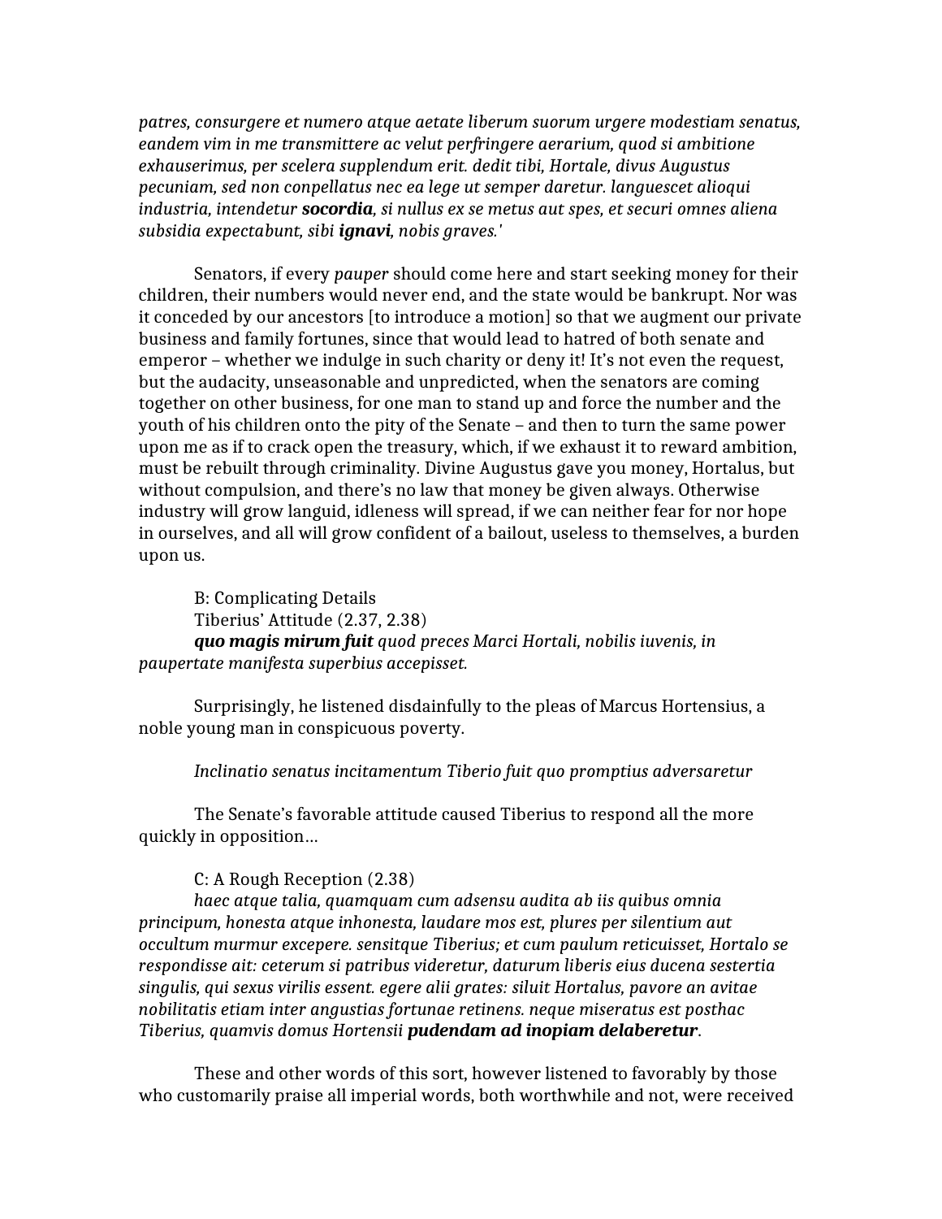*patres, consurgere et numero atque aetate liberum suorum urgere modestiam senatus, eandem vim in me transmittere ac velut perfringere aerarium, quod si ambitione exhauserimus, per scelera supplendum erit. dedit tibi, Hortale, divus Augustus pecuniam, sed non conpellatus nec ea lege ut semper daretur. languescet alioqui industria, intendetur* ***socordia****, si nullus ex se metus aut spes, et securi omnes aliena subsidia expectabunt, sibi* ***ignavi****, nobis graves.'*

Senators, if every *pauper* should come here and start seeking money for their children, their numbers would never end, and the state would be bankrupt. Nor was it conceded by our ancestors [to introduce a motion] so that we augment our private business and family fortunes, since that would lead to hatred of both senate and emperor – whether we indulge in such charity or deny it! It's not even the request, but the audacity, unseasonable and unpredicted, when the senators are coming together on other business, for one man to stand up and force the number and the youth of his children onto the pity of the Senate – and then to turn the same power upon me as if to crack open the treasury, which, if we exhaust it to reward ambition, must be rebuilt through criminality. Divine Augustus gave you money, Hortalus, but without compulsion, and there's no law that money be given always. Otherwise industry will grow languid, idleness will spread, if we can neither fear for nor hope in ourselves, and all will grow confident of a bailout, useless to themselves, a burden upon us.

B: Complicating Details

Tiberius' Attitude (2.37, 2.38)

***quo magis mirum fuit*** *quod preces Marci Hortali, nobilis iuvenis, in paupertate manifesta superbius accepisset.*

Surprisingly, he listened disdainfully to the pleas of Marcus Hortensius, a noble young man in conspicuous poverty.

*Inclinatio senatus incitamentum Tiberio fuit quo promptius adversaretur*

The Senate's favorable attitude caused Tiberius to respond all the more quickly in opposition…

C: A Rough Reception (2.38)

*haec atque talia, quamquam cum adsensu audita ab iis quibus omnia principum, honesta atque inhonesta, laudare mos est, plures per silentium aut occultum murmur excepere. sensitque Tiberius; et cum paulum reticuisset, Hortalo se respondisse ait: ceterum si patribus videretur, daturum liberis eius ducena sestertia singulis, qui sexus virilis essent. egere alii grates: siluit Hortalus, pavore an avitae nobilitatis etiam inter angustias fortunae retinens. neque miseratus est posthac Tiberius, quamvis domus Hortensii* ***pudendam ad inopiam delaberetur****.*

These and other words of this sort, however listened to favorably by those who customarily praise all imperial words, both worthwhile and not, were received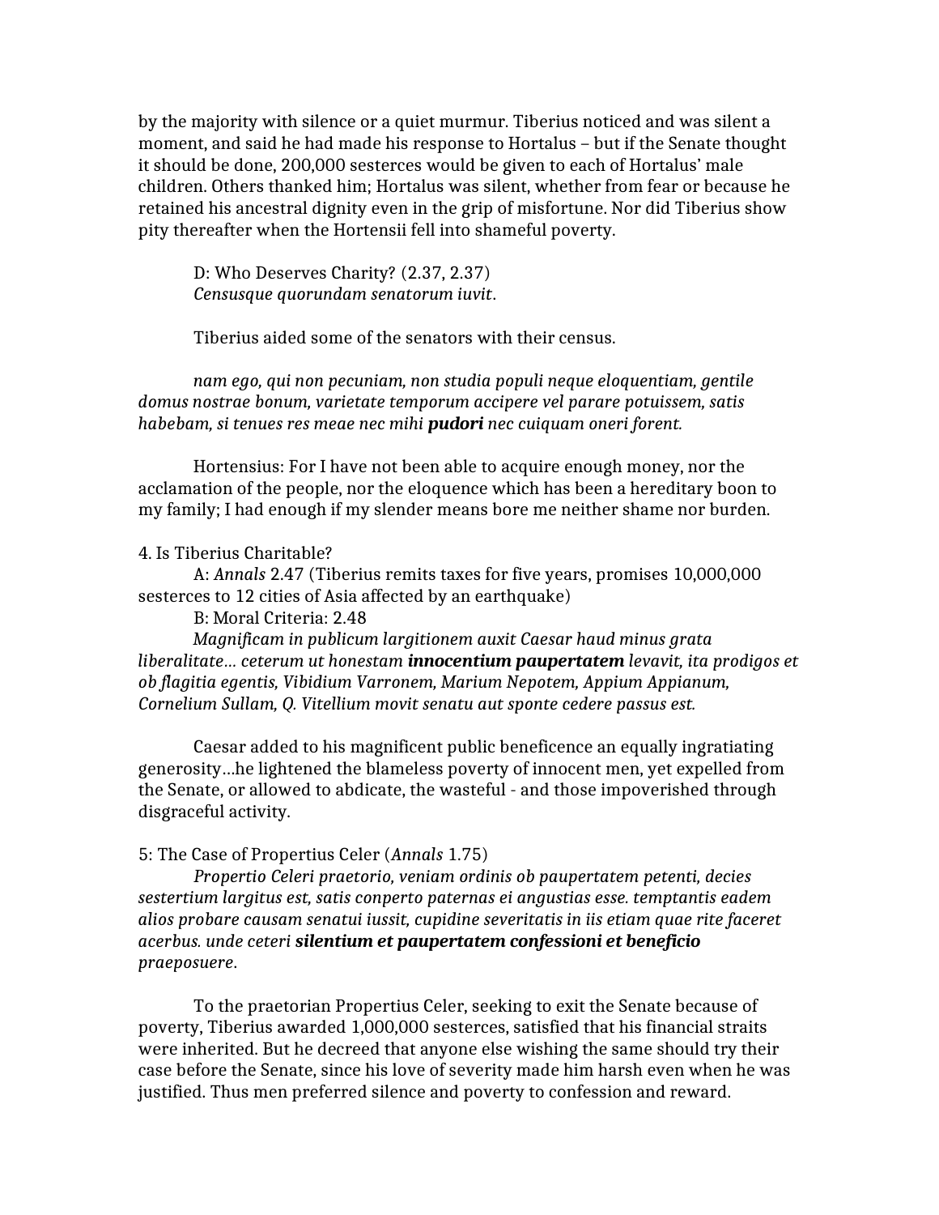by the majority with silence or a quiet murmur. Tiberius noticed and was silent a moment, and said he had made his response to Hortalus – but if the Senate thought it should be done, 200,000 sesterces would be given to each of Hortalus' male children. Others thanked him; Hortalus was silent, whether from fear or because he retained his ancestral dignity even in the grip of misfortune. Nor did Tiberius show pity thereafter when the Hortensii fell into shameful poverty.

D: Who Deserves Charity? (2.37, 2.37)
*Censusque quorundam senatorum iuvit*.

Tiberius aided some of the senators with their census.

*nam ego, qui non pecuniam, non studia populi neque eloquentiam, gentile domus nostrae bonum, varietate temporum accipere vel parare potuissem, satis habebam, si tenues res meae nec mihi **pudori** nec cuiquam oneri forent.*

Hortensius: For I have not been able to acquire enough money, nor the acclamation of the people, nor the eloquence which has been a hereditary boon to my family; I had enough if my slender means bore me neither shame nor burden.

4. Is Tiberius Charitable?

A: *Annals* 2.47 (Tiberius remits taxes for five years, promises 10,000,000 sesterces to 12 cities of Asia affected by an earthquake)

B: Moral Criteria: 2.48
*Magnificam in publicum largitionem auxit Caesar haud minus grata liberalitate… ceterum ut honestam **innocentium paupertatem** levavit, ita prodigos et ob flagitia egentis, Vibidium Varronem, Marium Nepotem, Appium Appianum, Cornelium Sullam, Q. Vitellium movit senatu aut sponte cedere passus est.*

Caesar added to his magnificent public beneficence an equally ingratiating generosity…he lightened the blameless poverty of innocent men, yet expelled from the Senate, or allowed to abdicate, the wasteful - and those impoverished through disgraceful activity.

5: The Case of Propertius Celer (*Annals* 1.75)
*Propertio Celeri praetorio, veniam ordinis ob paupertatem petenti, decies sestertium largitus est, satis conperto paternas ei angustias esse. temptantis eadem alios probare causam senatui iussit, cupidine severitatis in iis etiam quae rite faceret acerbus. unde ceteri **silentium et paupertatem confessioni et beneficio** praeposuere*.

To the praetorian Propertius Celer, seeking to exit the Senate because of poverty, Tiberius awarded 1,000,000 sesterces, satisfied that his financial straits were inherited. But he decreed that anyone else wishing the same should try their case before the Senate, since his love of severity made him harsh even when he was justified. Thus men preferred silence and poverty to confession and reward.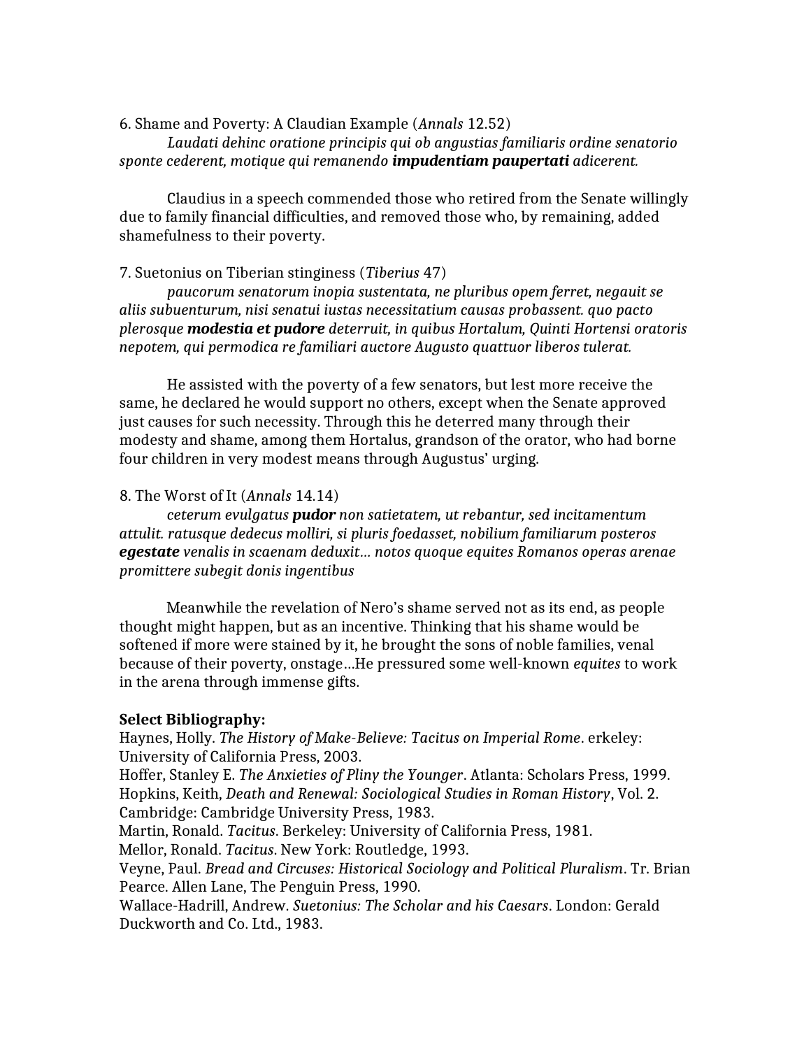6. Shame and Poverty: A Claudian Example (*Annals* 12.52)

*Laudati dehinc oratione principis qui ob angustias familiaris ordine senatorio sponte cederent, motique qui remanendo **impudentiam paupertati** adicerent.*

Claudius in a speech commended those who retired from the Senate willingly due to family financial difficulties, and removed those who, by remaining, added shamefulness to their poverty.

7. Suetonius on Tiberian stinginess (*Tiberius* 47)

*paucorum senatorum inopia sustentata, ne pluribus opem ferret, negauit se aliis subuenturum, nisi senatui iustas necessitatium causas probassent. quo pacto plerosque **modestia et pudore** deterruit, in quibus Hortalum, Quinti Hortensi oratoris nepotem, qui permodica re familiari auctore Augusto quattuor liberos tulerat.*

He assisted with the poverty of a few senators, but lest more receive the same, he declared he would support no others, except when the Senate approved just causes for such necessity. Through this he deterred many through their modesty and shame, among them Hortalus, grandson of the orator, who had borne four children in very modest means through Augustus' urging.

8. The Worst of It (*Annals* 14.14)

*ceterum evulgatus **pudor** non satietatem, ut rebantur, sed incitamentum attulit. ratusque dedecus molliri, si pluris foedasset, nobilium familiarum posteros **egestate** venalis in scaenam deduxit… notos quoque equites Romanos operas arenae promittere subegit donis ingentibus*

Meanwhile the revelation of Nero's shame served not as its end, as people thought might happen, but as an incentive. Thinking that his shame would be softened if more were stained by it, he brought the sons of noble families, venal because of their poverty, onstage…He pressured some well-known *equites* to work in the arena through immense gifts.

**Select Bibliography:**

Haynes, Holly. *The History of Make-Believe: Tacitus on Imperial Rome*. erkeley: University of California Press, 2003.
Hoffer, Stanley E. *The Anxieties of Pliny the Younger*. Atlanta: Scholars Press, 1999.
Hopkins, Keith, *Death and Renewal: Sociological Studies in Roman History*, Vol. 2. Cambridge: Cambridge University Press, 1983.
Martin, Ronald. *Tacitus*. Berkeley: University of California Press, 1981.
Mellor, Ronald. *Tacitus*. New York: Routledge, 1993.
Veyne, Paul. *Bread and Circuses: Historical Sociology and Political Pluralism*. Tr. Brian Pearce. Allen Lane, The Penguin Press, 1990.
Wallace-Hadrill, Andrew. *Suetonius: The Scholar and his Caesars*. London: Gerald Duckworth and Co. Ltd., 1983.